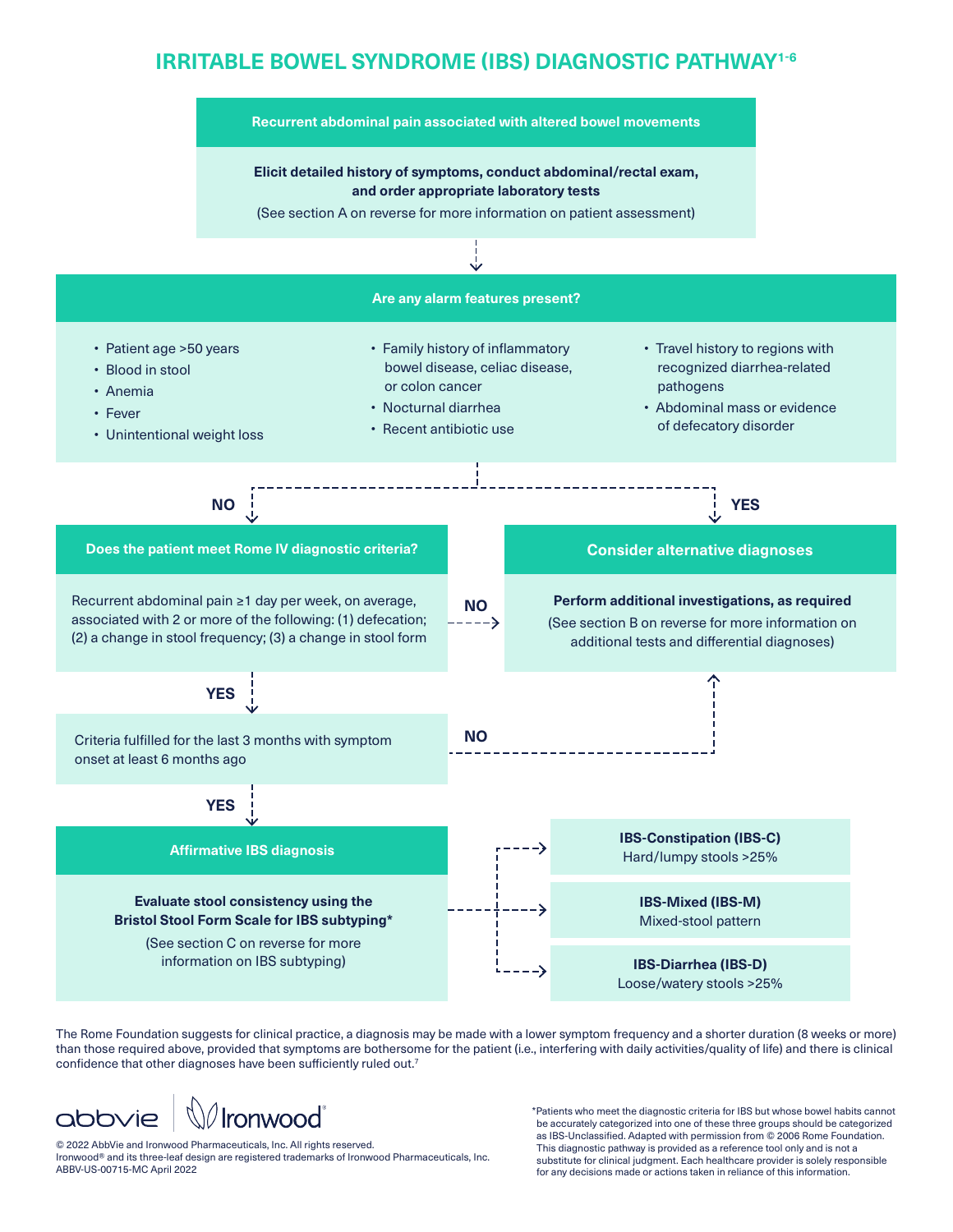# IRRITABLE BOWEL SYNDROME (IBS) DIAGNOSTIC PATHWAY[1-6]

**Recurrent abdominal pain associated with altered bowel movements**

**Elicit detailed history of symptoms, conduct abdominal/rectal exam, and order appropriate laboratory tests**

(See section A on reverse for more information on patient assessment)

↓

## Are any alarm features present?

- Patient age >50 years
- Blood in stool
- Anemia
- Fever
- Unintentional weight loss
- Family history of inflammatory bowel disease, celiac disease, or colon cancer
- Nocturnal diarrhea
- Recent antibiotic use
- Travel history to regions with recognized diarrhea-related pathogens
- Abdominal mass or evidence of defecatory disorder

**NO** → Does the patient meet Rome IV diagnostic criteria?

**YES** → Consider alternative diagnoses

## Does the patient meet Rome IV diagnostic criteria?

Recurrent abdominal pain ≥1 day per week, on average, associated with 2 or more of the following: (1) defecation; (2) a change in stool frequency; (3) a change in stool form

**NO** → Consider alternative diagnoses

**YES** → Criteria fulfilled for the last 3 months with symptom onset at least 6 months ago

## Consider alternative diagnoses

**Perform additional investigations, as required**

(See section B on reverse for more information on additional tests and differential diagnoses)

## Criteria fulfilled for the last 3 months with symptom onset at least 6 months ago

**NO** → Consider alternative diagnoses

**YES** → Affirmative IBS diagnosis

## Affirmative IBS diagnosis

**Evaluate stool consistency using the Bristol Stool Form Scale for IBS subtyping***

(See section C on reverse for more information on IBS subtyping)

→ **IBS-Constipation (IBS-C)**
Hard/lumpy stools >25%

→ **IBS-Mixed (IBS-M)**
Mixed-stool pattern

→ **IBS-Diarrhea (IBS-D)**
Loose/watery stools >25%

The Rome Foundation suggests for clinical practice, a diagnosis may be made with a lower symptom frequency and a shorter duration (8 weeks or more) than those required above, provided that symptoms are bothersome for the patient (i.e., interfering with daily activities/quality of life) and there is clinical confidence that other diagnoses have been sufficiently ruled out.[7]

abbvie | Ironwood®

© 2022 AbbVie and Ironwood Pharmaceuticals, Inc. All rights reserved.
Ironwood® and its three-leaf design are registered trademarks of Ironwood Pharmaceuticals, Inc.
ABBV-US-00715-MC April 2022

*Patients who meet the diagnostic criteria for IBS but whose bowel habits cannot be accurately categorized into one of these three groups should be categorized as IBS-Unclassified. Adapted with permission from © 2006 Rome Foundation. This diagnostic pathway is provided as a reference tool only and is not a substitute for clinical judgment. Each healthcare provider is solely responsible for any decisions made or actions taken in reliance of this information.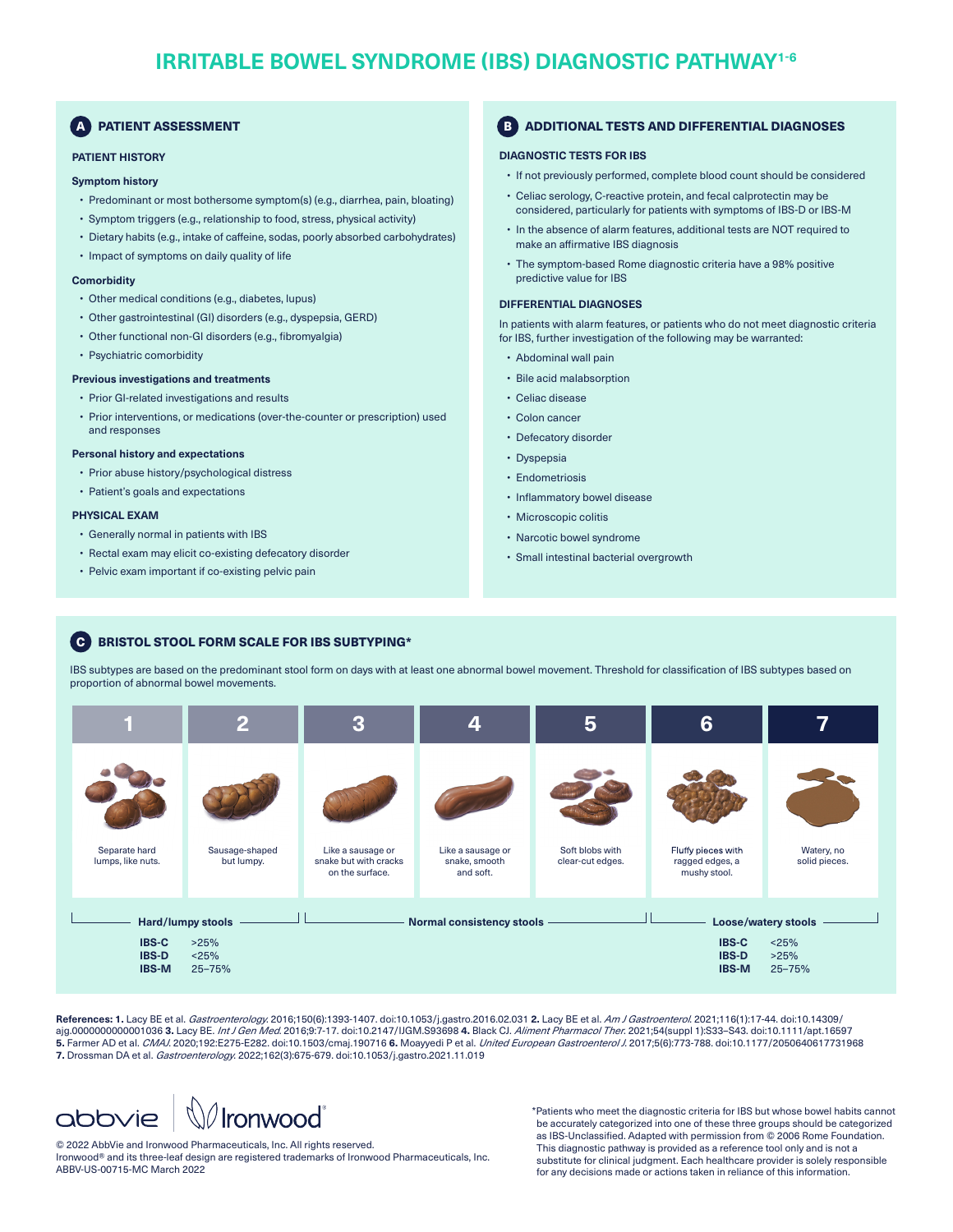# IRRITABLE BOWEL SYNDROME (IBS) DIAGNOSTIC PATHWAY[1-6]

## A PATIENT ASSESSMENT

### PATIENT HISTORY

**Symptom history**

- Predominant or most bothersome symptom(s) (e.g., diarrhea, pain, bloating)
- Symptom triggers (e.g., relationship to food, stress, physical activity)
- Dietary habits (e.g., intake of caffeine, sodas, poorly absorbed carbohydrates)
- Impact of symptoms on daily quality of life

**Comorbidity**

- Other medical conditions (e.g., diabetes, lupus)
- Other gastrointestinal (GI) disorders (e.g., dyspepsia, GERD)
- Other functional non-GI disorders (e.g., fibromyalgia)
- Psychiatric comorbidity

**Previous investigations and treatments**

- Prior GI-related investigations and results
- Prior interventions, or medications (over-the-counter or prescription) used and responses

**Personal history and expectations**

- Prior abuse history/psychological distress
- Patient's goals and expectations

### PHYSICAL EXAM

- Generally normal in patients with IBS
- Rectal exam may elicit co-existing defecatory disorder
- Pelvic exam important if co-existing pelvic pain

## B ADDITIONAL TESTS AND DIFFERENTIAL DIAGNOSES

### DIAGNOSTIC TESTS FOR IBS

- If not previously performed, complete blood count should be considered
- Celiac serology, C-reactive protein, and fecal calprotectin may be considered, particularly for patients with symptoms of IBS-D or IBS-M
- In the absence of alarm features, additional tests are NOT required to make an affirmative IBS diagnosis
- The symptom-based Rome diagnostic criteria have a 98% positive predictive value for IBS

### DIFFERENTIAL DIAGNOSES

In patients with alarm features, or patients who do not meet diagnostic criteria for IBS, further investigation of the following may be warranted:

- Abdominal wall pain
- Bile acid malabsorption
- Celiac disease
- Colon cancer
- Defecatory disorder
- Dyspepsia
- Endometriosis
- Inflammatory bowel disease
- Microscopic colitis
- Narcotic bowel syndrome
- Small intestinal bacterial overgrowth

## C BRISTOL STOOL FORM SCALE FOR IBS SUBTYPING*

IBS subtypes are based on the predominant stool form on days with at least one abnormal bowel movement. Threshold for classification of IBS subtypes based on proportion of abnormal bowel movements.

| 1 | 2 | 3 | 4 | 5 | 6 | 7 |
|---|---|---|---|---|---|---|
| Separate hard lumps, like nuts. | Sausage-shaped but lumpy. | Like a sausage or snake but with cracks on the surface. | Like a sausage or snake, smooth and soft. | Soft blobs with clear-cut edges. | Fluffy pieces with ragged edges, a mushy stool. | Watery, no solid pieces. |

Hard/lumpy stools (1–2)

- **IBS-C** >25%
- **IBS-D** <25%
- **IBS-M** 25–75%

Normal consistency stools (3–5)

Loose/watery stools (6–7)

- **IBS-C** <25%
- **IBS-D** >25%
- **IBS-M** 25–75%

**References: 1.** Lacy BE et al. *Gastroenterology.* 2016;150(6):1393-1407. doi:10.1053/j.gastro.2016.02.031 **2.** Lacy BE et al. *Am J Gastroenterol.* 2021;116(1):17-44. doi:10.14309/ajg.0000000000001036 **3.** Lacy BE. *Int J Gen Med.* 2016;9:7-17. doi:10.2147/IJGM.S93698 **4.** Black CJ. *Aliment Pharmacol Ther.* 2021;54(suppl 1):S33–S43. doi:10.1111/apt.16597 **5.** Farmer AD et al. *CMAJ.* 2020;192:E275-E282. doi:10.1503/cmaj.190716 **6.** Moayyedi P et al. *United European Gastroenterol J.* 2017;5(6):773-788. doi:10.1177/2050640617731968 **7.** Drossman DA et al. *Gastroenterology.* 2022;162(3):675-679. doi:10.1053/j.gastro.2021.11.019

abbvie | Ironwood®

© 2022 AbbVie and Ironwood Pharmaceuticals, Inc. All rights reserved.
Ironwood® and its three-leaf design are registered trademarks of Ironwood Pharmaceuticals, Inc.
ABBV-US-00715-MC March 2022

*Patients who meet the diagnostic criteria for IBS but whose bowel habits cannot be accurately categorized into one of these three groups should be categorized as IBS-Unclassified. Adapted with permission from © 2006 Rome Foundation. This diagnostic pathway is provided as a reference tool only and is not a substitute for clinical judgment. Each healthcare provider is solely responsible for any decisions made or actions taken in reliance of this information.